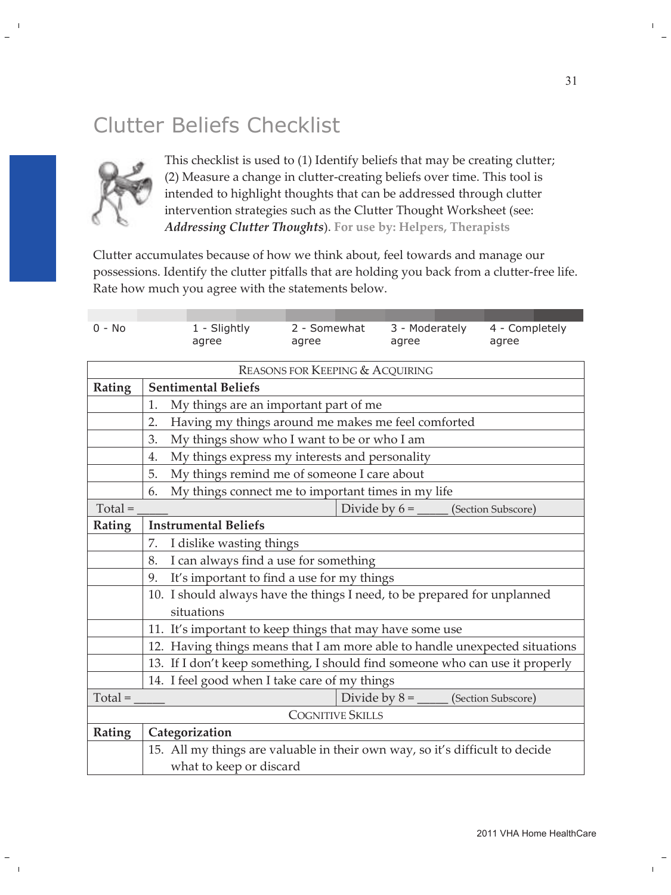# Clutter Beliefs Checklist

This checklist is used to (1) Identify beliefs that may be creating clutter; (2) Measure a change in clutter-creating beliefs over time. This tool is intended to highlight thoughts that can be addressed through clutter intervention strategies such as the Clutter Thought Worksheet (see: ***Addressing Clutter Thoughts***). **For use by: Helpers, Therapists**

Clutter accumulates because of how we think about, feel towards and manage our possessions. Identify the clutter pitfalls that are holding you back from a clutter-free life. Rate how much you agree with the statements below.

| 0 - No | 1 - Slightly agree | 2 - Somewhat agree | 3 - Moderately agree | 4 - Completely agree |
|---|---|---|---|---|

| REASONS FOR KEEPING & ACQUIRING | |
|---|---|
| **Rating** | **Sentimental Beliefs** |
| | 1. My things are an important part of me |
| | 2. Having my things around me makes me feel comforted |
| | 3. My things show who I want to be or who I am |
| | 4. My things express my interests and personality |
| | 5. My things remind me of someone I care about |
| | 6. My things connect me to important times in my life |
| Total = _____ | Divide by 6 = _____ (Section Subscore) |
| **Rating** | **Instrumental Beliefs** |
| | 7. I dislike wasting things |
| | 8. I can always find a use for something |
| | 9. It's important to find a use for my things |
| | 10. I should always have the things I need, to be prepared for unplanned situations |
| | 11. It's important to keep things that may have some use |
| | 12. Having things means that I am more able to handle unexpected situations |
| | 13. If I don't keep something, I should find someone who can use it properly |
| | 14. I feel good when I take care of my things |
| Total = _____ | Divide by 8 = _____ (Section Subscore) |
| COGNITIVE SKILLS | |
| **Rating** | **Categorization** |
| | 15. All my things are valuable in their own way, so it's difficult to decide what to keep or discard |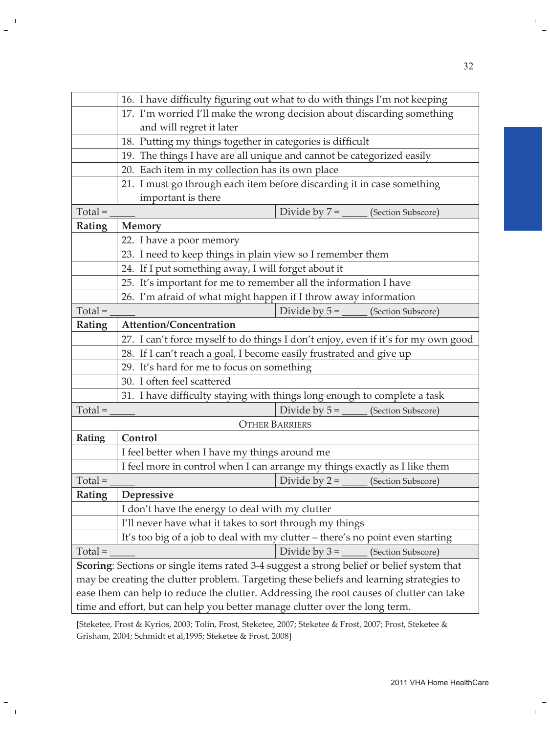| | |
|---|---|
| | 16. I have difficulty figuring out what to do with things I'm not keeping |
| | 17. I'm worried I'll make the wrong decision about discarding something and will regret it later |
| | 18. Putting my things together in categories is difficult |
| | 19. The things I have are all unique and cannot be categorized easily |
| | 20. Each item in my collection has its own place |
| | 21. I must go through each item before discarding it in case something important is there |
| Total = _____ | Divide by 7 = _____ (Section Subscore) |
| **Rating** | **Memory** |
| | 22. I have a poor memory |
| | 23. I need to keep things in plain view so I remember them |
| | 24. If I put something away, I will forget about it |
| | 25. It's important for me to remember all the information I have |
| | 26. I'm afraid of what might happen if I throw away information |
| Total = _____ | Divide by 5 = _____ (Section Subscore) |
| **Rating** | **Attention/Concentration** |
| | 27. I can't force myself to do things I don't enjoy, even if it's for my own good |
| | 28. If I can't reach a goal, I become easily frustrated and give up |
| | 29. It's hard for me to focus on something |
| | 30. I often feel scattered |
| | 31. I have difficulty staying with things long enough to complete a task |
| Total = _____ | Divide by 5 = _____ (Section Subscore) |
| | OTHER BARRIERS |
| **Rating** | **Control** |
| | I feel better when I have my things around me |
| | I feel more in control when I can arrange my things exactly as I like them |
| Total = _____ | Divide by 2 = _____ (Section Subscore) |
| **Rating** | **Depressive** |
| | I don't have the energy to deal with my clutter |
| | I'll never have what it takes to sort through my things |
| | It's too big of a job to deal with my clutter – there's no point even starting |
| Total = _____ | Divide by 3 = _____ (Section Subscore) |

**Scoring**: Sections or single items rated 3-4 suggest a strong belief or belief system that may be creating the clutter problem. Targeting these beliefs and learning strategies to ease them can help to reduce the clutter. Addressing the root causes of clutter can take time and effort, but can help you better manage clutter over the long term.

[Steketee, Frost & Kyrios, 2003; Tolin, Frost, Steketee, 2007; Steketee & Frost, 2007; Frost, Steketee & Grisham, 2004; Schmidt et al,1995; Steketee & Frost, 2008]